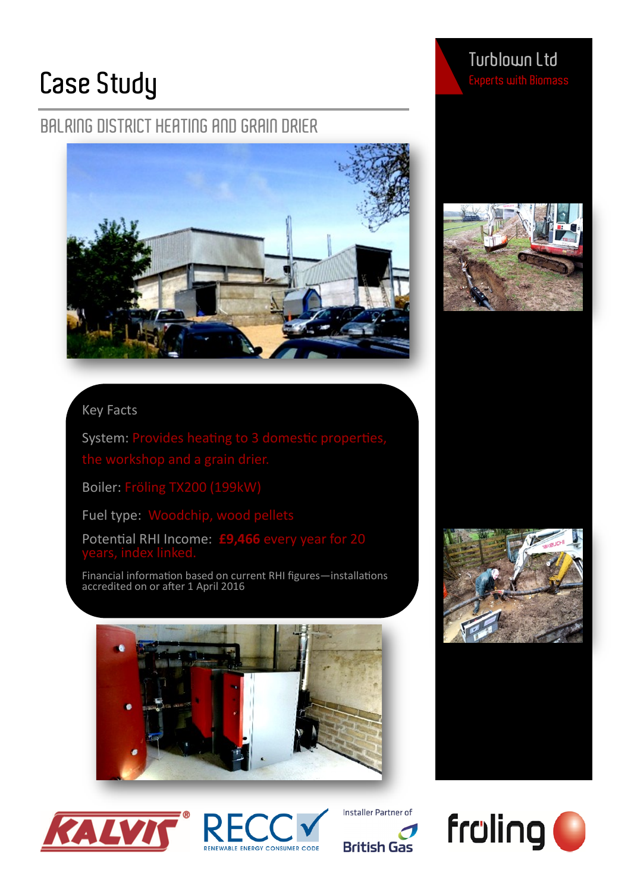# Case Study

## BALRING DISTRICT HEATING AND GRAIN DRIER

**Turblown Ltd**

Experts with Biomass

### Key Facts

System: Provides heating to 3 domestic properties, the workshop and a grain drier.

Boiler: Fröling TX200 (199kW)

Fuel type: Woodchip, wood pellets

Potential RHI Income: **£9,466** every year for 20 years, index linked.

Financial information based on current RHI figures—installations accredited on or after 1 April 2016

KALVIS® RECC RENEWABLE ENERGY CONSUMER CODE Installer Partner of British Gas fröling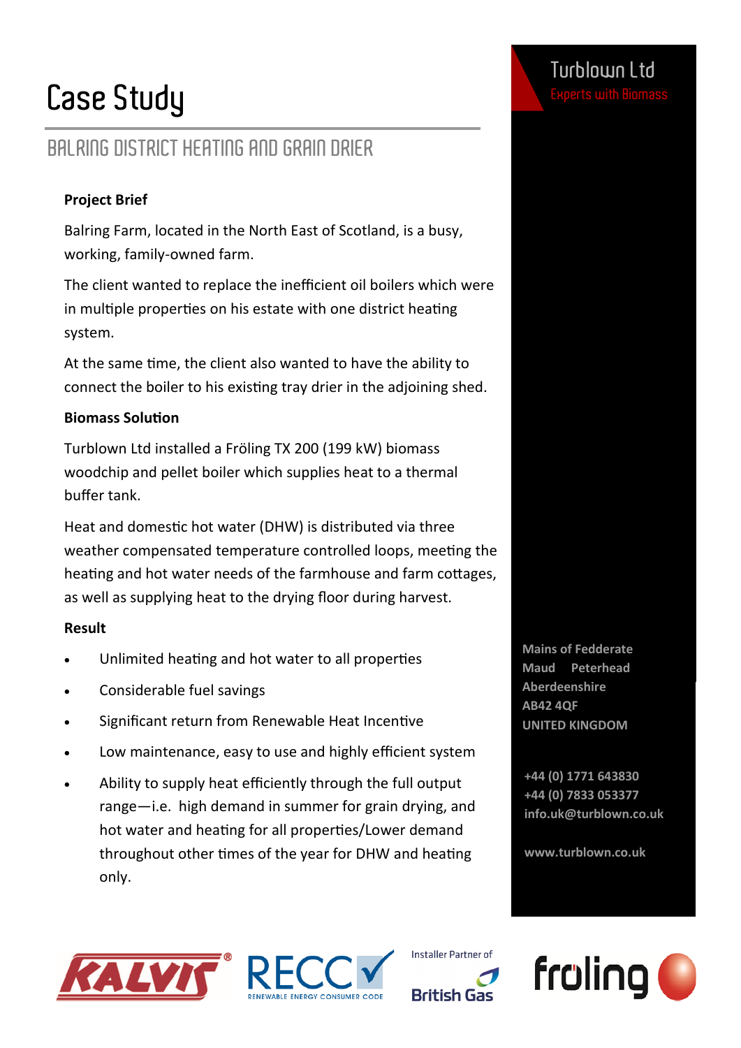# Case Study

## BALRING DISTRICT HEATING AND GRAIN DRIER

**Project Brief**

Balring Farm, located in the North East of Scotland, is a busy, working, family-owned farm.

The client wanted to replace the inefficient oil boilers which were in multiple properties on his estate with one district heating system.

At the same time, the client also wanted to have the ability to connect the boiler to his existing tray drier in the adjoining shed.

**Biomass Solution**

Turblown Ltd installed a Fröling TX 200 (199 kW) biomass woodchip and pellet boiler which supplies heat to a thermal buffer tank.

Heat and domestic hot water (DHW) is distributed via three weather compensated temperature controlled loops, meeting the heating and hot water needs of the farmhouse and farm cottages, as well as supplying heat to the drying floor during harvest.

**Result**

- Unlimited heating and hot water to all properties
- Considerable fuel savings
- Significant return from Renewable Heat Incentive
- Low maintenance, easy to use and highly efficient system
- Ability to supply heat efficiently through the full output range—i.e. high demand in summer for grain drying, and hot water and heating for all properties/Lower demand throughout other times of the year for DHW and heating only.

Turblown Ltd
Experts with Biomass

**Mains of Fedderate**
**Maud Peterhead**
**Aberdeenshire**
**AB42 4QF**
**UNITED KINGDOM**

**+44 (0) 1771 643830**
**+44 (0) 7833 053377**
**info.uk@turblown.co.uk**

**www.turblown.co.uk**

KALVIS® RECC RENEWABLE ENERGY CONSUMER CODE Installer Partner of British Gas fröling